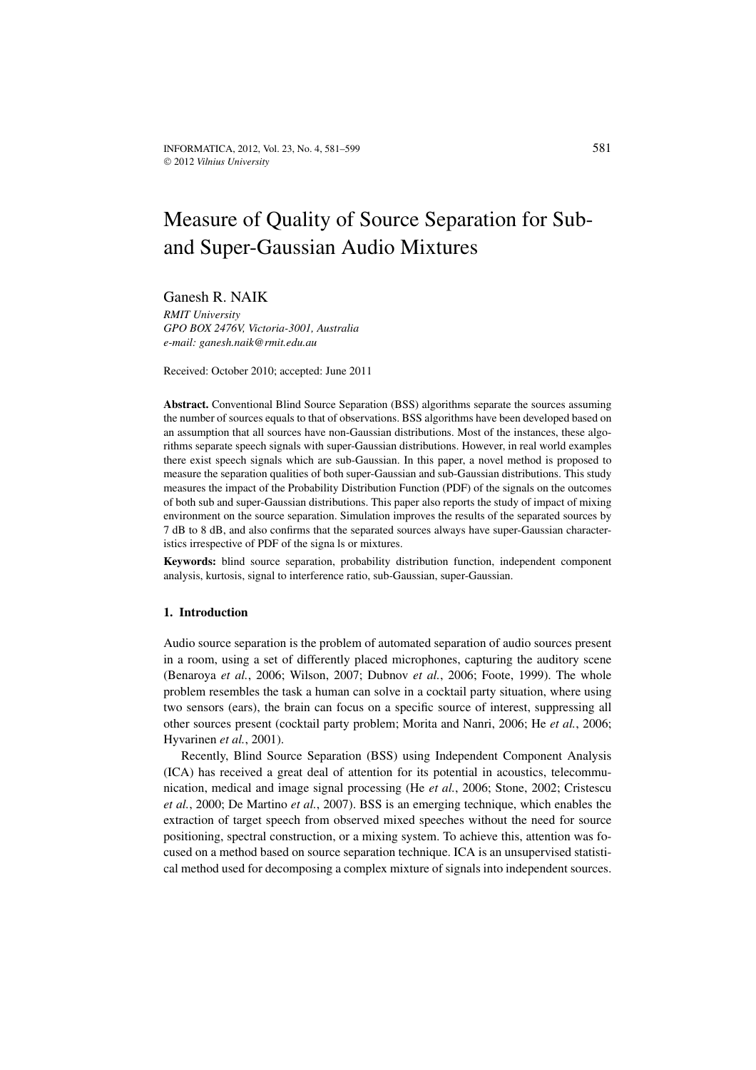# Measure of Quality of Source Separation for Sub- and Super-Gaussian Audio Mixtures

Ganesh R. NAIK

*RMIT University*
*GPO BOX 2476V, Victoria-3001, Australia*
*e-mail: ganesh.naik@rmit.edu.au*

Received: October 2010; accepted: June 2011

**Abstract.** Conventional Blind Source Separation (BSS) algorithms separate the sources assuming the number of sources equals to that of observations. BSS algorithms have been developed based on an assumption that all sources have non-Gaussian distributions. Most of the instances, these algorithms separate speech signals with super-Gaussian distributions. However, in real world examples there exist speech signals which are sub-Gaussian. In this paper, a novel method is proposed to measure the separation qualities of both super-Gaussian and sub-Gaussian distributions. This study measures the impact of the Probability Distribution Function (PDF) of the signals on the outcomes of both sub and super-Gaussian distributions. This paper also reports the study of impact of mixing environment on the source separation. Simulation improves the results of the separated sources by 7 dB to 8 dB, and also confirms that the separated sources always have super-Gaussian characteristics irrespective of PDF of the signa ls or mixtures.

**Keywords:** blind source separation, probability distribution function, independent component analysis, kurtosis, signal to interference ratio, sub-Gaussian, super-Gaussian.

## 1. Introduction

Audio source separation is the problem of automated separation of audio sources present in a room, using a set of differently placed microphones, capturing the auditory scene (Benaroya *et al.*, 2006; Wilson, 2007; Dubnov *et al.*, 2006; Foote, 1999). The whole problem resembles the task a human can solve in a cocktail party situation, where using two sensors (ears), the brain can focus on a specific source of interest, suppressing all other sources present (cocktail party problem; Morita and Nanri, 2006; He *et al.*, 2006; Hyvarinen *et al.*, 2001).

Recently, Blind Source Separation (BSS) using Independent Component Analysis (ICA) has received a great deal of attention for its potential in acoustics, telecommunication, medical and image signal processing (He *et al.*, 2006; Stone, 2002; Cristescu *et al.*, 2000; De Martino *et al.*, 2007). BSS is an emerging technique, which enables the extraction of target speech from observed mixed speeches without the need for source positioning, spectral construction, or a mixing system. To achieve this, attention was focused on a method based on source separation technique. ICA is an unsupervised statistical method used for decomposing a complex mixture of signals into independent sources.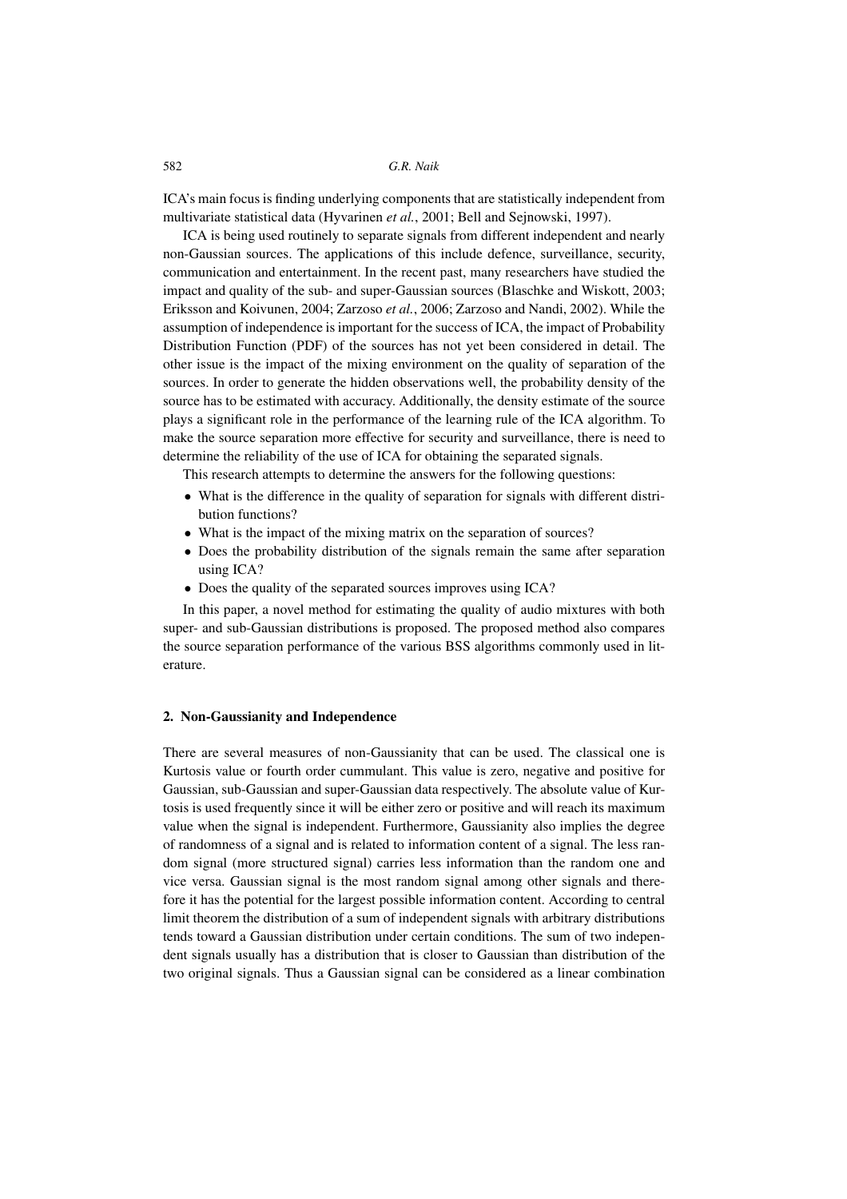ICA's main focus is finding underlying components that are statistically independent from multivariate statistical data (Hyvarinen *et al.*, 2001; Bell and Sejnowski, 1997).

ICA is being used routinely to separate signals from different independent and nearly non-Gaussian sources. The applications of this include defence, surveillance, security, communication and entertainment. In the recent past, many researchers have studied the impact and quality of the sub- and super-Gaussian sources (Blaschke and Wiskott, 2003; Eriksson and Koivunen, 2004; Zarzoso *et al.*, 2006; Zarzoso and Nandi, 2002). While the assumption of independence is important for the success of ICA, the impact of Probability Distribution Function (PDF) of the sources has not yet been considered in detail. The other issue is the impact of the mixing environment on the quality of separation of the sources. In order to generate the hidden observations well, the probability density of the source has to be estimated with accuracy. Additionally, the density estimate of the source plays a significant role in the performance of the learning rule of the ICA algorithm. To make the source separation more effective for security and surveillance, there is need to determine the reliability of the use of ICA for obtaining the separated signals.

This research attempts to determine the answers for the following questions:

- What is the difference in the quality of separation for signals with different distribution functions?
- What is the impact of the mixing matrix on the separation of sources?
- Does the probability distribution of the signals remain the same after separation using ICA?
- Does the quality of the separated sources improves using ICA?

In this paper, a novel method for estimating the quality of audio mixtures with both super- and sub-Gaussian distributions is proposed. The proposed method also compares the source separation performance of the various BSS algorithms commonly used in literature.

## 2. Non-Gaussianity and Independence

There are several measures of non-Gaussianity that can be used. The classical one is Kurtosis value or fourth order cummulant. This value is zero, negative and positive for Gaussian, sub-Gaussian and super-Gaussian data respectively. The absolute value of Kurtosis is used frequently since it will be either zero or positive and will reach its maximum value when the signal is independent. Furthermore, Gaussianity also implies the degree of randomness of a signal and is related to information content of a signal. The less random signal (more structured signal) carries less information than the random one and vice versa. Gaussian signal is the most random signal among other signals and therefore it has the potential for the largest possible information content. According to central limit theorem the distribution of a sum of independent signals with arbitrary distributions tends toward a Gaussian distribution under certain conditions. The sum of two independent signals usually has a distribution that is closer to Gaussian than distribution of the two original signals. Thus a Gaussian signal can be considered as a linear combination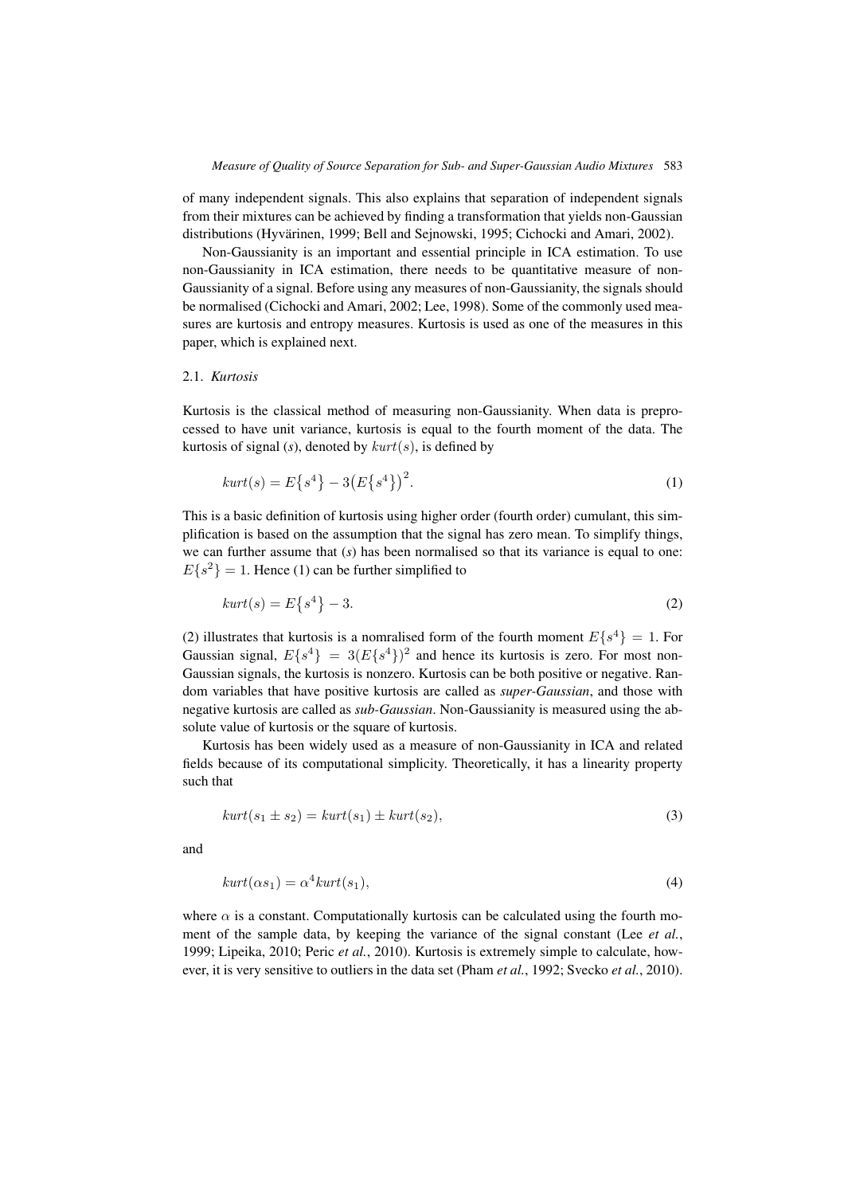of many independent signals. This also explains that separation of independent signals from their mixtures can be achieved by finding a transformation that yields non-Gaussian distributions (Hyvärinen, 1999; Bell and Sejnowski, 1995; Cichocki and Amari, 2002).

Non-Gaussianity is an important and essential principle in ICA estimation. To use non-Gaussianity in ICA estimation, there needs to be quantitative measure of non-Gaussianity of a signal. Before using any measures of non-Gaussianity, the signals should be normalised (Cichocki and Amari, 2002; Lee, 1998). Some of the commonly used measures are kurtosis and entropy measures. Kurtosis is used as one of the measures in this paper, which is explained next.

### 2.1. *Kurtosis*

Kurtosis is the classical method of measuring non-Gaussianity. When data is preprocessed to have unit variance, kurtosis is equal to the fourth moment of the data. The kurtosis of signal (*s*), denoted by $kurt(s)$, is defined by

$$kurt(s) = E\{s^4\} - 3\big(E\{s^4\}\big)^2. \tag{1}$$

This is a basic definition of kurtosis using higher order (fourth order) cumulant, this simplification is based on the assumption that the signal has zero mean. To simplify things, we can further assume that (*s*) has been normalised so that its variance is equal to one: $E\{s^2\} = 1$. Hence (1) can be further simplified to

$$kurt(s) = E\{s^4\} - 3. \tag{2}$$

(2) illustrates that kurtosis is a nomralised form of the fourth moment $E\{s^4\} = 1$. For Gaussian signal, $E\{s^4\} = 3(E\{s^4\})^2$ and hence its kurtosis is zero. For most non-Gaussian signals, the kurtosis is nonzero. Kurtosis can be both positive or negative. Random variables that have positive kurtosis are called as *super-Gaussian*, and those with negative kurtosis are called as *sub-Gaussian*. Non-Gaussianity is measured using the absolute value of kurtosis or the square of kurtosis.

Kurtosis has been widely used as a measure of non-Gaussianity in ICA and related fields because of its computational simplicity. Theoretically, it has a linearity property such that

$$kurt(s_1 \pm s_2) = kurt(s_1) \pm kurt(s_2), \tag{3}$$

and

$$kurt(\alpha s_1) = \alpha^4 kurt(s_1), \tag{4}$$

where $\alpha$ is a constant. Computationally kurtosis can be calculated using the fourth moment of the sample data, by keeping the variance of the signal constant (Lee *et al.*, 1999; Lipeika, 2010; Peric *et al.*, 2010). Kurtosis is extremely simple to calculate, however, it is very sensitive to outliers in the data set (Pham *et al.*, 1992; Svecko *et al.*, 2010).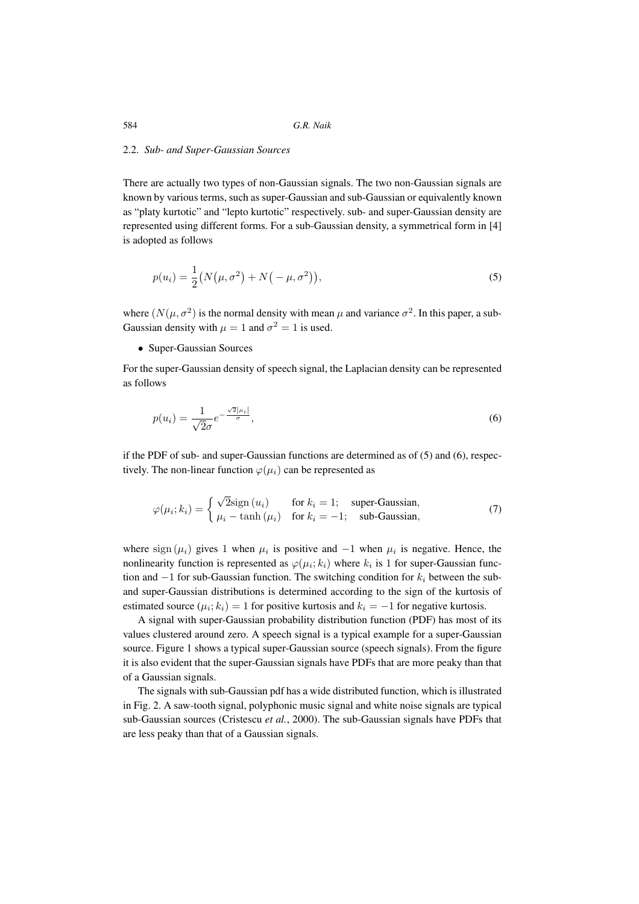### 2.2. *Sub- and Super-Gaussian Sources*

There are actually two types of non-Gaussian signals. The two non-Gaussian signals are known by various terms, such as super-Gaussian and sub-Gaussian or equivalently known as "platy kurtotic" and "lepto kurtotic" respectively. sub- and super-Gaussian density are represented using different forms. For a sub-Gaussian density, a symmetrical form in [4] is adopted as follows

$$p(u_i) = \frac{1}{2}\big(N(\mu, \sigma^2) + N(-\mu, \sigma^2)\big), \tag{5}$$

where $(N(\mu, \sigma^2)$ is the normal density with mean $\mu$ and variance $\sigma^2$. In this paper, a sub-Gaussian density with $\mu = 1$ and $\sigma^2 = 1$ is used.

- Super-Gaussian Sources

For the super-Gaussian density of speech signal, the Laplacian density can be represented as follows

$$p(u_i) = \frac{1}{\sqrt{2}\sigma} e^{-\frac{\sqrt{2}|\mu_i|}{\sigma}}, \tag{6}$$

if the PDF of sub- and super-Gaussian functions are determined as of (5) and (6), respectively. The non-linear function $\varphi(\mu_i)$ can be represented as

$$\varphi(\mu_i; k_i) = \begin{cases} \sqrt{2}\,\mathrm{sign}\,(u_i) & \text{for } k_i = 1; \quad \text{super-Gaussian,} \\ \mu_i - \tanh\,(\mu_i) & \text{for } k_i = -1; \quad \text{sub-Gaussian,} \end{cases} \tag{7}$$

where $\mathrm{sign}\,(\mu_i)$ gives 1 when $\mu_i$ is positive and $-1$ when $\mu_i$ is negative. Hence, the nonlinearity function is represented as $\varphi(\mu_i; k_i)$ where $k_i$ is 1 for super-Gaussian function and $-1$ for sub-Gaussian function. The switching condition for $k_i$ between the sub- and super-Gaussian distributions is determined according to the sign of the kurtosis of estimated source $(\mu_i; k_i) = 1$ for positive kurtosis and $k_i = -1$ for negative kurtosis.

A signal with super-Gaussian probability distribution function (PDF) has most of its values clustered around zero. A speech signal is a typical example for a super-Gaussian source. Figure 1 shows a typical super-Gaussian source (speech signals). From the figure it is also evident that the super-Gaussian signals have PDFs that are more peaky than that of a Gaussian signals.

The signals with sub-Gaussian pdf has a wide distributed function, which is illustrated in Fig. 2. A saw-tooth signal, polyphonic music signal and white noise signals are typical sub-Gaussian sources (Cristescu *et al.*, 2000). The sub-Gaussian signals have PDFs that are less peaky than that of a Gaussian signals.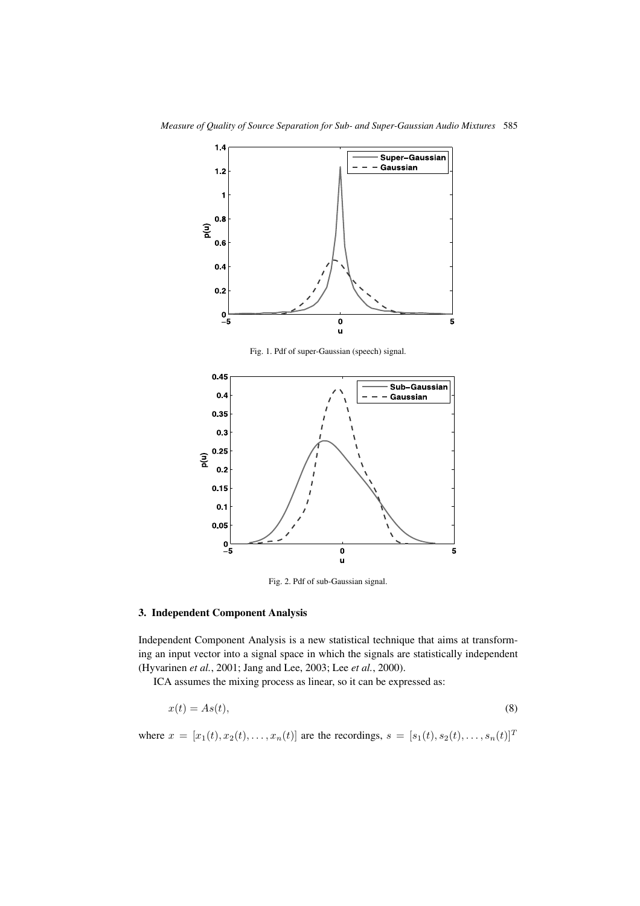Fig. 1. Pdf of super-Gaussian (speech) signal.

Fig. 2. Pdf of sub-Gaussian signal.

## 3. Independent Component Analysis

Independent Component Analysis is a new statistical technique that aims at transforming an input vector into a signal space in which the signals are statistically independent (Hyvarinen *et al.*, 2001; Jang and Lee, 2003; Lee *et al.*, 2000).

ICA assumes the mixing process as linear, so it can be expressed as:

$$x(t) = As(t), \tag{8}$$

where $x = [x_1(t), x_2(t), \ldots, x_n(t)]$ are the recordings, $s = [s_1(t), s_2(t), \ldots, s_n(t)]^T$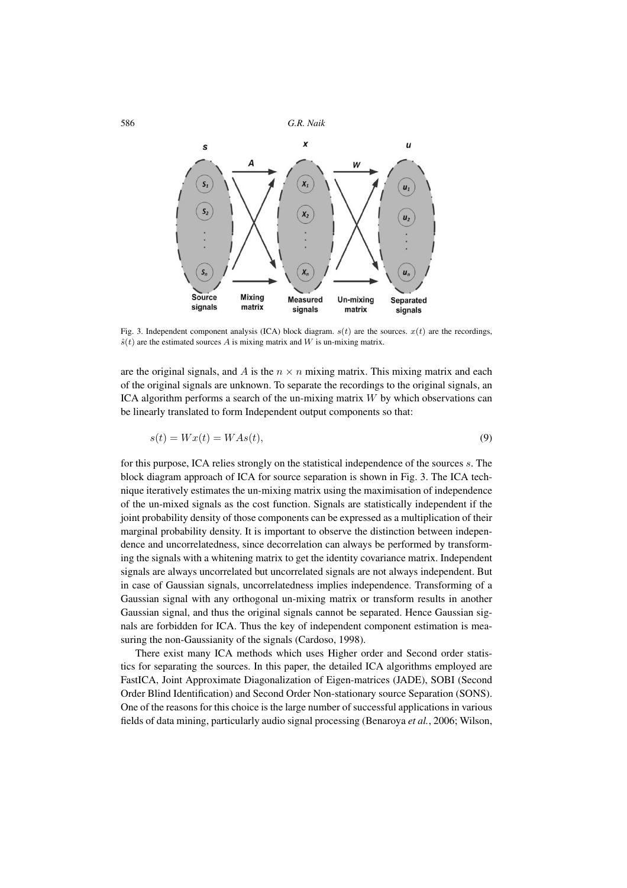Fig. 3. Independent component analysis (ICA) block diagram. $s(t)$ are the sources. $x(t)$ are the recordings, $\hat{s}(t)$ are the estimated sources $A$ is mixing matrix and $W$ is un-mixing matrix.

are the original signals, and $A$ is the $n \times n$ mixing matrix. This mixing matrix and each of the original signals are unknown. To separate the recordings to the original signals, an ICA algorithm performs a search of the un-mixing matrix $W$ by which observations can be linearly translated to form Independent output components so that:

$$s(t) = Wx(t) = WAs(t), \tag{9}$$

for this purpose, ICA relies strongly on the statistical independence of the sources $s$. The block diagram approach of ICA for source separation is shown in Fig. 3. The ICA technique iteratively estimates the un-mixing matrix using the maximisation of independence of the un-mixed signals as the cost function. Signals are statistically independent if the joint probability density of those components can be expressed as a multiplication of their marginal probability density. It is important to observe the distinction between independence and uncorrelatedness, since decorrelation can always be performed by transforming the signals with a whitening matrix to get the identity covariance matrix. Independent signals are always uncorrelated but uncorrelated signals are not always independent. But in case of Gaussian signals, uncorrelatedness implies independence. Transforming of a Gaussian signal with any orthogonal un-mixing matrix or transform results in another Gaussian signal, and thus the original signals cannot be separated. Hence Gaussian signals are forbidden for ICA. Thus the key of independent component estimation is measuring the non-Gaussianity of the signals (Cardoso, 1998).

There exist many ICA methods which uses Higher order and Second order statistics for separating the sources. In this paper, the detailed ICA algorithms employed are FastICA, Joint Approximate Diagonalization of Eigen-matrices (JADE), SOBI (Second Order Blind Identification) and Second Order Non-stationary source Separation (SONS). One of the reasons for this choice is the large number of successful applications in various fields of data mining, particularly audio signal processing (Benaroya *et al.*, 2006; Wilson,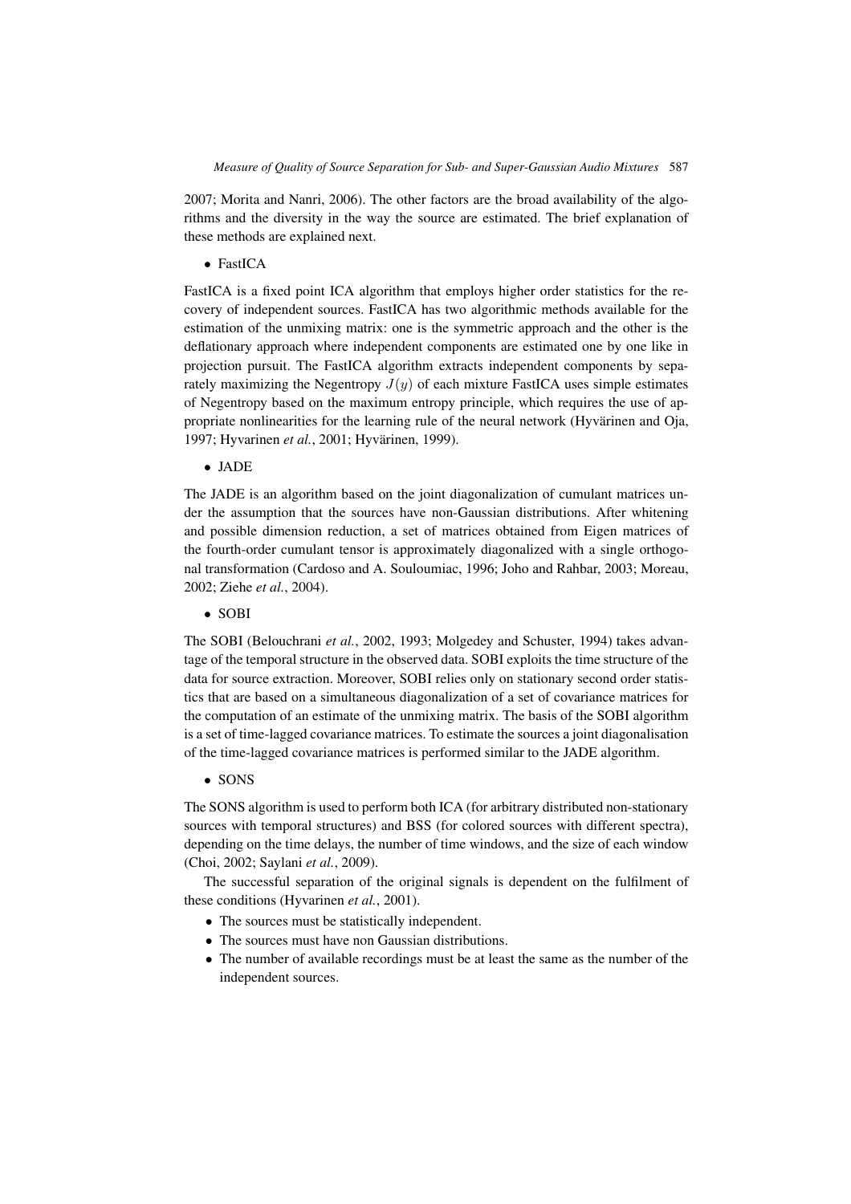2007; Morita and Nanri, 2006). The other factors are the broad availability of the algorithms and the diversity in the way the source are estimated. The brief explanation of these methods are explained next.

- FastICA

FastICA is a fixed point ICA algorithm that employs higher order statistics for the recovery of independent sources. FastICA has two algorithmic methods available for the estimation of the unmixing matrix: one is the symmetric approach and the other is the deflationary approach where independent components are estimated one by one like in projection pursuit. The FastICA algorithm extracts independent components by separately maximizing the Negentropy $J(y)$ of each mixture FastICA uses simple estimates of Negentropy based on the maximum entropy principle, which requires the use of appropriate nonlinearities for the learning rule of the neural network (Hyvärinen and Oja, 1997; Hyvarinen *et al.*, 2001; Hyvärinen, 1999).

- JADE

The JADE is an algorithm based on the joint diagonalization of cumulant matrices under the assumption that the sources have non-Gaussian distributions. After whitening and possible dimension reduction, a set of matrices obtained from Eigen matrices of the fourth-order cumulant tensor is approximately diagonalized with a single orthogonal transformation (Cardoso and A. Souloumiac, 1996; Joho and Rahbar, 2003; Moreau, 2002; Ziehe *et al.*, 2004).

- SOBI

The SOBI (Belouchrani *et al.*, 2002, 1993; Molgedey and Schuster, 1994) takes advantage of the temporal structure in the observed data. SOBI exploits the time structure of the data for source extraction. Moreover, SOBI relies only on stationary second order statistics that are based on a simultaneous diagonalization of a set of covariance matrices for the computation of an estimate of the unmixing matrix. The basis of the SOBI algorithm is a set of time-lagged covariance matrices. To estimate the sources a joint diagonalisation of the time-lagged covariance matrices is performed similar to the JADE algorithm.

- SONS

The SONS algorithm is used to perform both ICA (for arbitrary distributed non-stationary sources with temporal structures) and BSS (for colored sources with different spectra), depending on the time delays, the number of time windows, and the size of each window (Choi, 2002; Saylani *et al.*, 2009).

The successful separation of the original signals is dependent on the fulfilment of these conditions (Hyvarinen *et al.*, 2001).

- The sources must be statistically independent.
- The sources must have non Gaussian distributions.
- The number of available recordings must be at least the same as the number of the independent sources.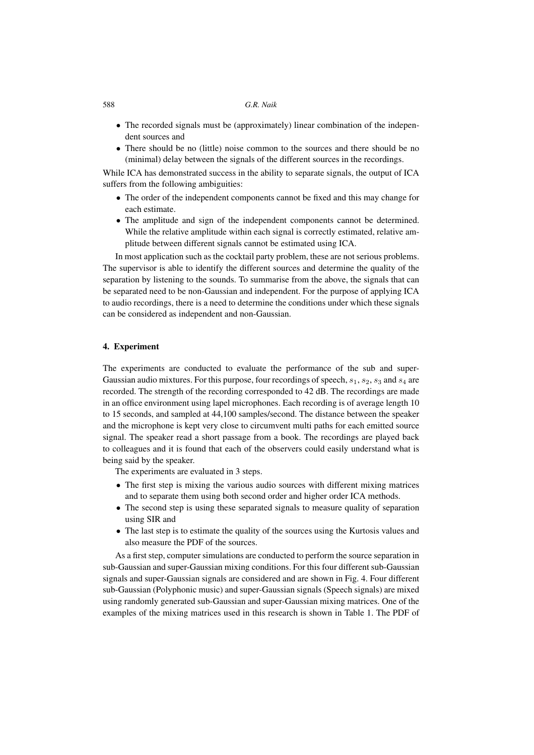- The recorded signals must be (approximately) linear combination of the independent sources and
- There should be no (little) noise common to the sources and there should be no (minimal) delay between the signals of the different sources in the recordings.

While ICA has demonstrated success in the ability to separate signals, the output of ICA suffers from the following ambiguities:

- The order of the independent components cannot be fixed and this may change for each estimate.
- The amplitude and sign of the independent components cannot be determined. While the relative amplitude within each signal is correctly estimated, relative amplitude between different signals cannot be estimated using ICA.

In most application such as the cocktail party problem, these are not serious problems. The supervisor is able to identify the different sources and determine the quality of the separation by listening to the sounds. To summarise from the above, the signals that can be separated need to be non-Gaussian and independent. For the purpose of applying ICA to audio recordings, there is a need to determine the conditions under which these signals can be considered as independent and non-Gaussian.

## 4. Experiment

The experiments are conducted to evaluate the performance of the sub and super-Gaussian audio mixtures. For this purpose, four recordings of speech, $s_1$, $s_2$, $s_3$ and $s_4$ are recorded. The strength of the recording corresponded to 42 dB. The recordings are made in an office environment using lapel microphones. Each recording is of average length 10 to 15 seconds, and sampled at 44,100 samples/second. The distance between the speaker and the microphone is kept very close to circumvent multi paths for each emitted source signal. The speaker read a short passage from a book. The recordings are played back to colleagues and it is found that each of the observers could easily understand what is being said by the speaker.

The experiments are evaluated in 3 steps.

- The first step is mixing the various audio sources with different mixing matrices and to separate them using both second order and higher order ICA methods.
- The second step is using these separated signals to measure quality of separation using SIR and
- The last step is to estimate the quality of the sources using the Kurtosis values and also measure the PDF of the sources.

As a first step, computer simulations are conducted to perform the source separation in sub-Gaussian and super-Gaussian mixing conditions. For this four different sub-Gaussian signals and super-Gaussian signals are considered and are shown in Fig. 4. Four different sub-Gaussian (Polyphonic music) and super-Gaussian signals (Speech signals) are mixed using randomly generated sub-Gaussian and super-Gaussian mixing matrices. One of the examples of the mixing matrices used in this research is shown in Table 1. The PDF of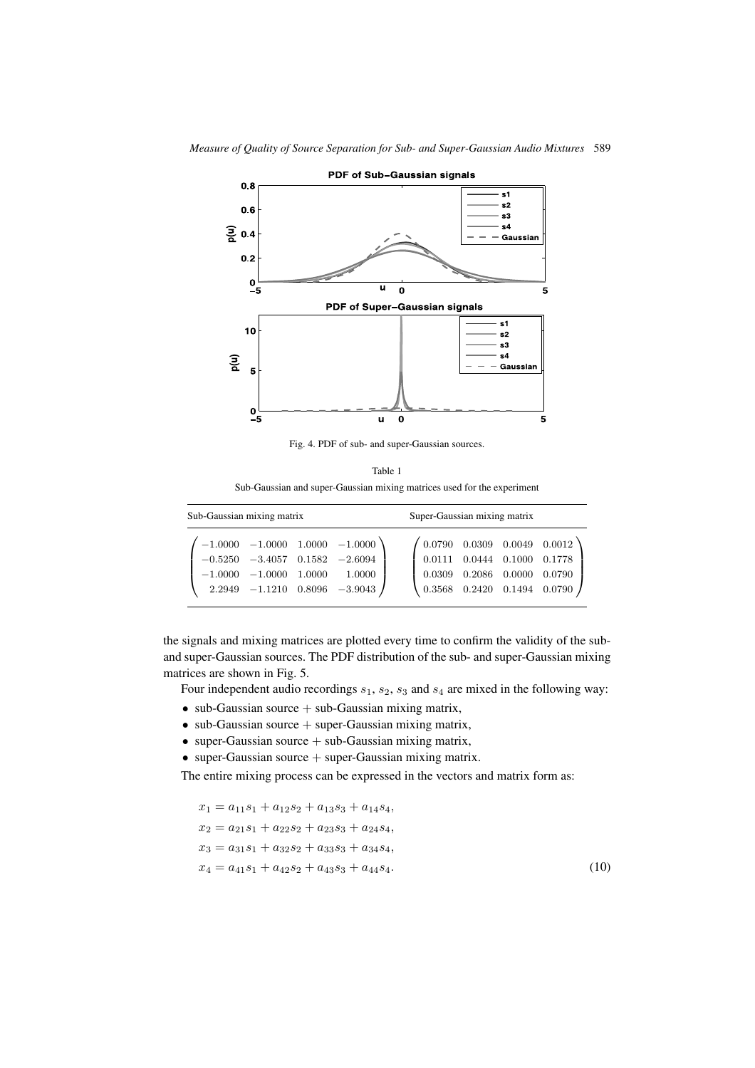Fig. 4. PDF of sub- and super-Gaussian sources.

Table 1

Sub-Gaussian and super-Gaussian mixing matrices used for the experiment

| Sub-Gaussian mixing matrix | Super-Gaussian mixing matrix |
|---|---|
| $\begin{pmatrix} -1.0000 & -1.0000 & 1.0000 & -1.0000 \\ -0.5250 & -3.4057 & 0.1582 & -2.6094 \\ -1.0000 & -1.0000 & 1.0000 & 1.0000 \\ 2.2949 & -1.1210 & 0.8096 & -3.9043 \end{pmatrix}$ | $\begin{pmatrix} 0.0790 & 0.0309 & 0.0049 & 0.0012 \\ 0.0111 & 0.0444 & 0.1000 & 0.1778 \\ 0.0309 & 0.2086 & 0.0000 & 0.0790 \\ 0.3568 & 0.2420 & 0.1494 & 0.0790 \end{pmatrix}$ |

the signals and mixing matrices are plotted every time to confirm the validity of the sub- and super-Gaussian sources. The PDF distribution of the sub- and super-Gaussian mixing matrices are shown in Fig. 5.

Four independent audio recordings $s_1$, $s_2$, $s_3$ and $s_4$ are mixed in the following way:

- sub-Gaussian source + sub-Gaussian mixing matrix,
- sub-Gaussian source + super-Gaussian mixing matrix,
- super-Gaussian source + sub-Gaussian mixing matrix,
- super-Gaussian source + super-Gaussian mixing matrix.

The entire mixing process can be expressed in the vectors and matrix form as:

$$
\begin{aligned}
x_1 &= a_{11}s_1 + a_{12}s_2 + a_{13}s_3 + a_{14}s_4, \\
x_2 &= a_{21}s_1 + a_{22}s_2 + a_{23}s_3 + a_{24}s_4, \\
x_3 &= a_{31}s_1 + a_{32}s_2 + a_{33}s_3 + a_{34}s_4, \\
x_4 &= a_{41}s_1 + a_{42}s_2 + a_{43}s_3 + a_{44}s_4.
\end{aligned} \tag{10}
$$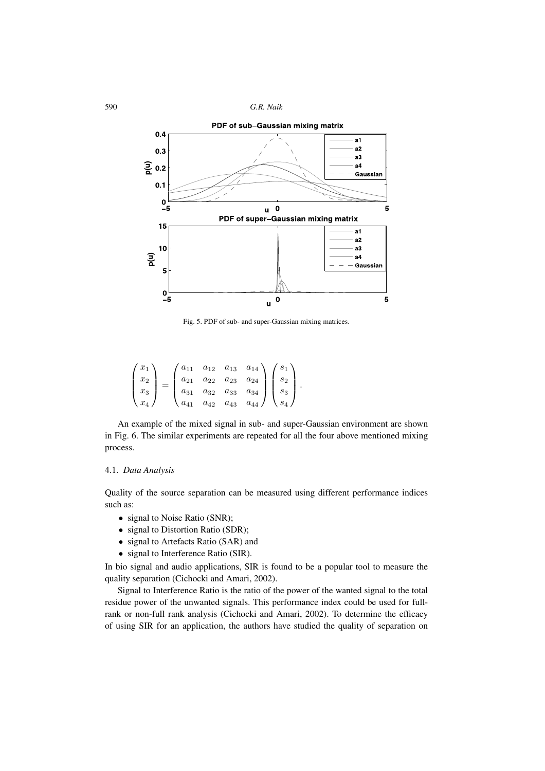Fig. 5. PDF of sub- and super-Gaussian mixing matrices.

$$
\begin{pmatrix} x_1 \\ x_2 \\ x_3 \\ x_4 \end{pmatrix} = \begin{pmatrix} a_{11} & a_{12} & a_{13} & a_{14} \\ a_{21} & a_{22} & a_{23} & a_{24} \\ a_{31} & a_{32} & a_{33} & a_{34} \\ a_{41} & a_{42} & a_{43} & a_{44} \end{pmatrix} \begin{pmatrix} s_1 \\ s_2 \\ s_3 \\ s_4 \end{pmatrix}.
$$

An example of the mixed signal in sub- and super-Gaussian environment are shown in Fig. 6. The similar experiments are repeated for all the four above mentioned mixing process.

### 4.1. *Data Analysis*

Quality of the source separation can be measured using different performance indices such as:

- signal to Noise Ratio (SNR);
- signal to Distortion Ratio (SDR);
- signal to Artefacts Ratio (SAR) and
- signal to Interference Ratio (SIR).

In bio signal and audio applications, SIR is found to be a popular tool to measure the quality separation (Cichocki and Amari, 2002).

Signal to Interference Ratio is the ratio of the power of the wanted signal to the total residue power of the unwanted signals. This performance index could be used for full-rank or non-full rank analysis (Cichocki and Amari, 2002). To determine the efficacy of using SIR for an application, the authors have studied the quality of separation on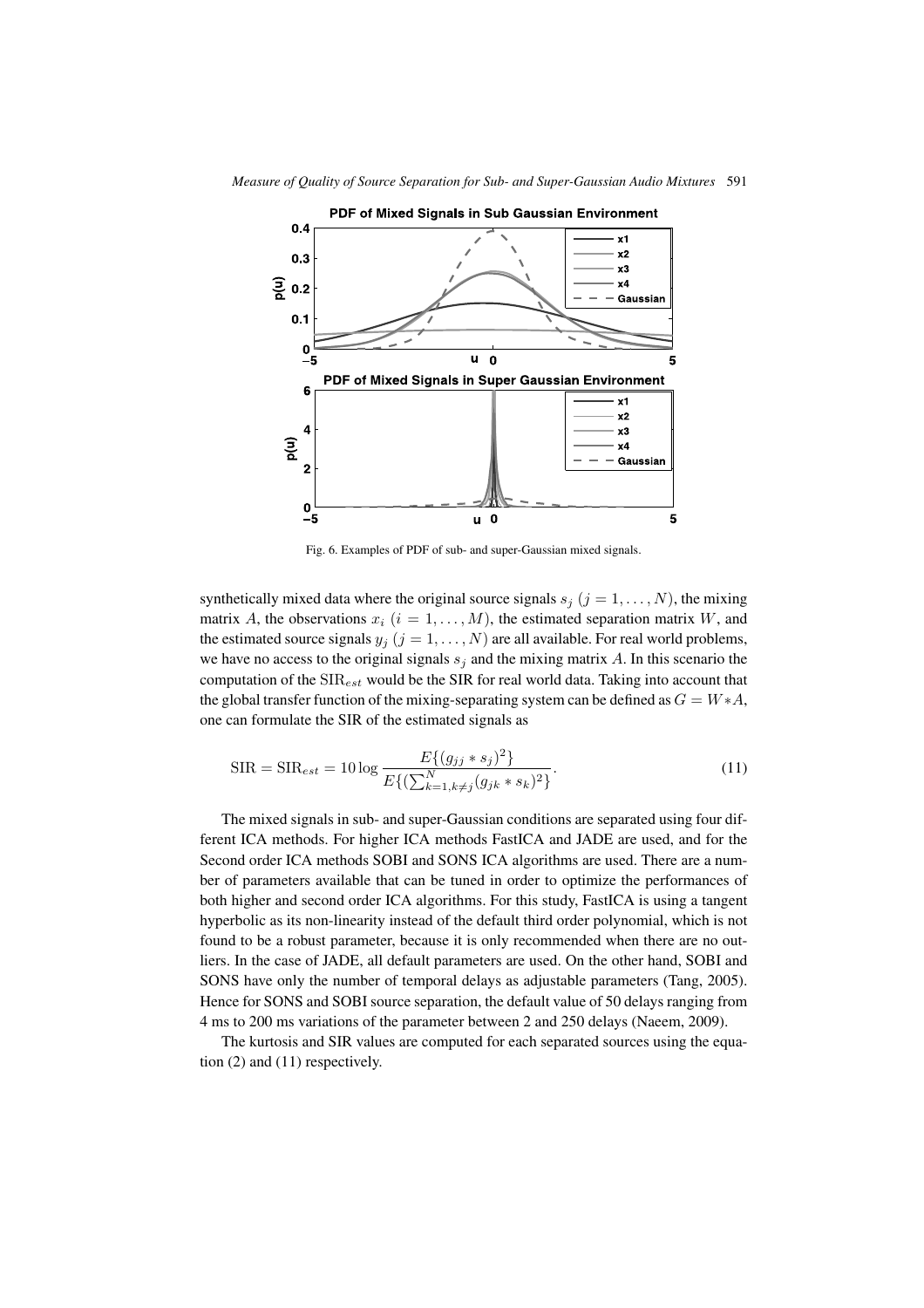Fig. 6. Examples of PDF of sub- and super-Gaussian mixed signals.

synthetically mixed data where the original source signals $s_j$ $(j = 1, \ldots, N)$, the mixing matrix $A$, the observations $x_i$ $(i = 1, \ldots, M)$, the estimated separation matrix $W$, and the estimated source signals $y_j$ $(j = 1, \ldots, N)$ are all available. For real world problems, we have no access to the original signals $s_j$ and the mixing matrix $A$. In this scenario the computation of the $\mathrm{SIR}_{est}$ would be the SIR for real world data. Taking into account that the global transfer function of the mixing-separating system can be defined as $G = W * A$, one can formulate the SIR of the estimated signals as

$$\mathrm{SIR} = \mathrm{SIR}_{est} = 10 \log \frac{E\{(g_{jj} * s_j)^2\}}{E\{(\sum_{k=1, k \neq j}^{N} (g_{jk} * s_k)^2\}}. \tag{11}$$

The mixed signals in sub- and super-Gaussian conditions are separated using four different ICA methods. For higher ICA methods FastICA and JADE are used, and for the Second order ICA methods SOBI and SONS ICA algorithms are used. There are a number of parameters available that can be tuned in order to optimize the performances of both higher and second order ICA algorithms. For this study, FastICA is using a tangent hyperbolic as its non-linearity instead of the default third order polynomial, which is not found to be a robust parameter, because it is only recommended when there are no outliers. In the case of JADE, all default parameters are used. On the other hand, SOBI and SONS have only the number of temporal delays as adjustable parameters (Tang, 2005). Hence for SONS and SOBI source separation, the default value of 50 delays ranging from 4 ms to 200 ms variations of the parameter between 2 and 250 delays (Naeem, 2009).

The kurtosis and SIR values are computed for each separated sources using the equation (2) and (11) respectively.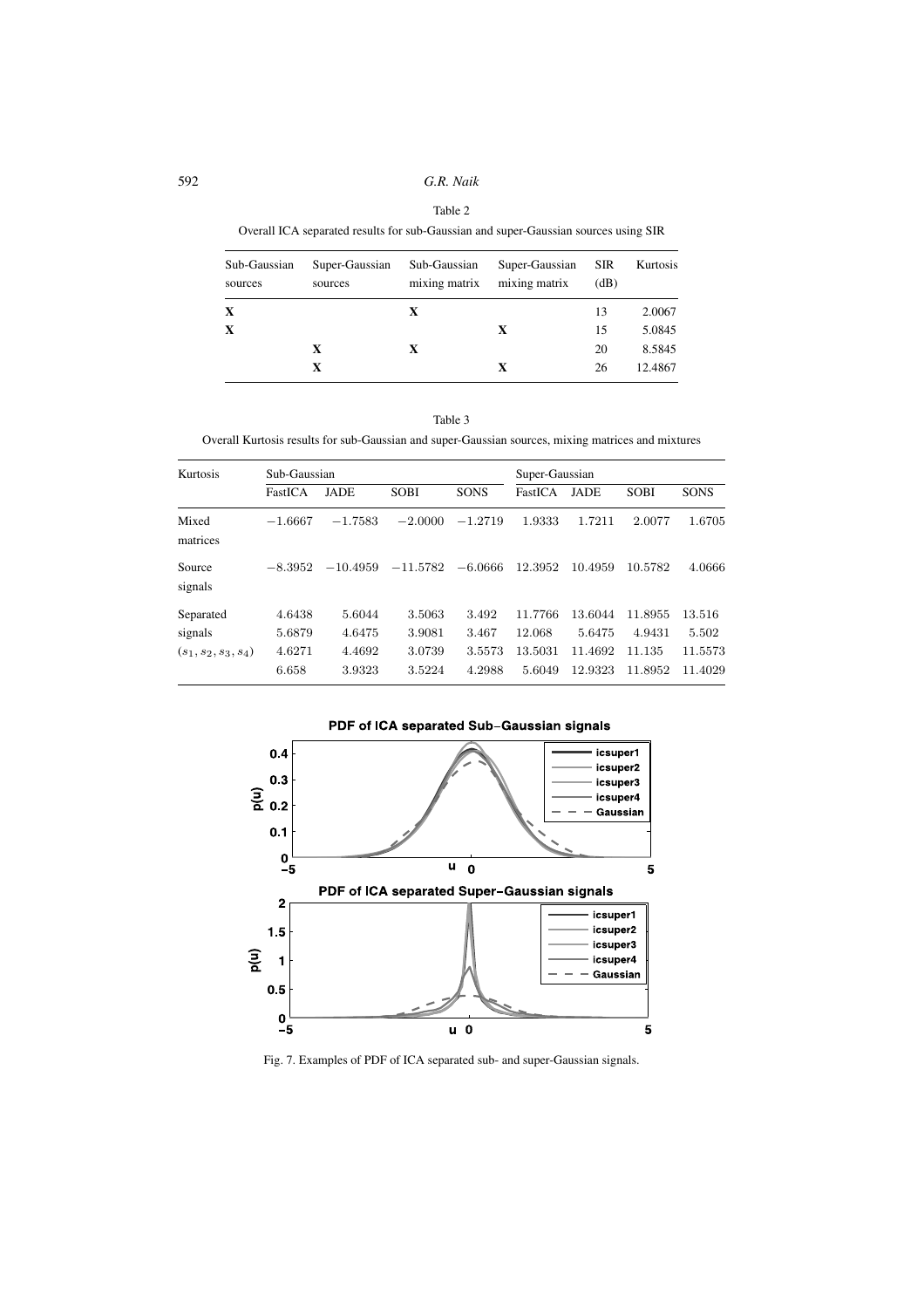Table 2

Overall ICA separated results for sub-Gaussian and super-Gaussian sources using SIR

| Sub-Gaussian sources | Super-Gaussian sources | Sub-Gaussian mixing matrix | Super-Gaussian mixing matrix | SIR (dB) | Kurtosis |
|---|---|---|---|---|---|
| **X** | | **X** | | 13 | 2.0067 |
| **X** | | | **X** | 15 | 5.0845 |
| | **X** | **X** | | 20 | 8.5845 |
| | **X** | | **X** | 26 | 12.4867 |

Table 3

Overall Kurtosis results for sub-Gaussian and super-Gaussian sources, mixing matrices and mixtures

| Kurtosis | Sub-Gaussian | | | | Super-Gaussian | | | |
|---|---|---|---|---|---|---|---|---|
| | FastICA | JADE | SOBI | SONS | FastICA | JADE | SOBI | SONS |
| Mixed matrices | $-1.6667$ | $-1.7583$ | $-2.0000$ | $-1.2719$ | $1.9333$ | $1.7211$ | $2.0077$ | $1.6705$ |
| Source signals | $-8.3952$ | $-10.4959$ | $-11.5782$ | $-6.0666$ | $12.3952$ | $10.4959$ | $10.5782$ | $4.0666$ |
| Separated signals $(s_1, s_2, s_3, s_4)$ | $4.6438$ | $5.6044$ | $3.5063$ | $3.492$ | $11.7766$ | $13.6044$ | $11.8955$ | $13.516$ |
| | $5.6879$ | $4.6475$ | $3.9081$ | $3.467$ | $12.068$ | $5.6475$ | $4.9431$ | $5.502$ |
| | $4.6271$ | $4.4692$ | $3.0739$ | $3.5573$ | $13.5031$ | $11.4692$ | $11.135$ | $11.5573$ |
| | $6.658$ | $3.9323$ | $3.5224$ | $4.2988$ | $5.6049$ | $12.9323$ | $11.8952$ | $11.4029$ |

Fig. 7. Examples of PDF of ICA separated sub- and super-Gaussian signals.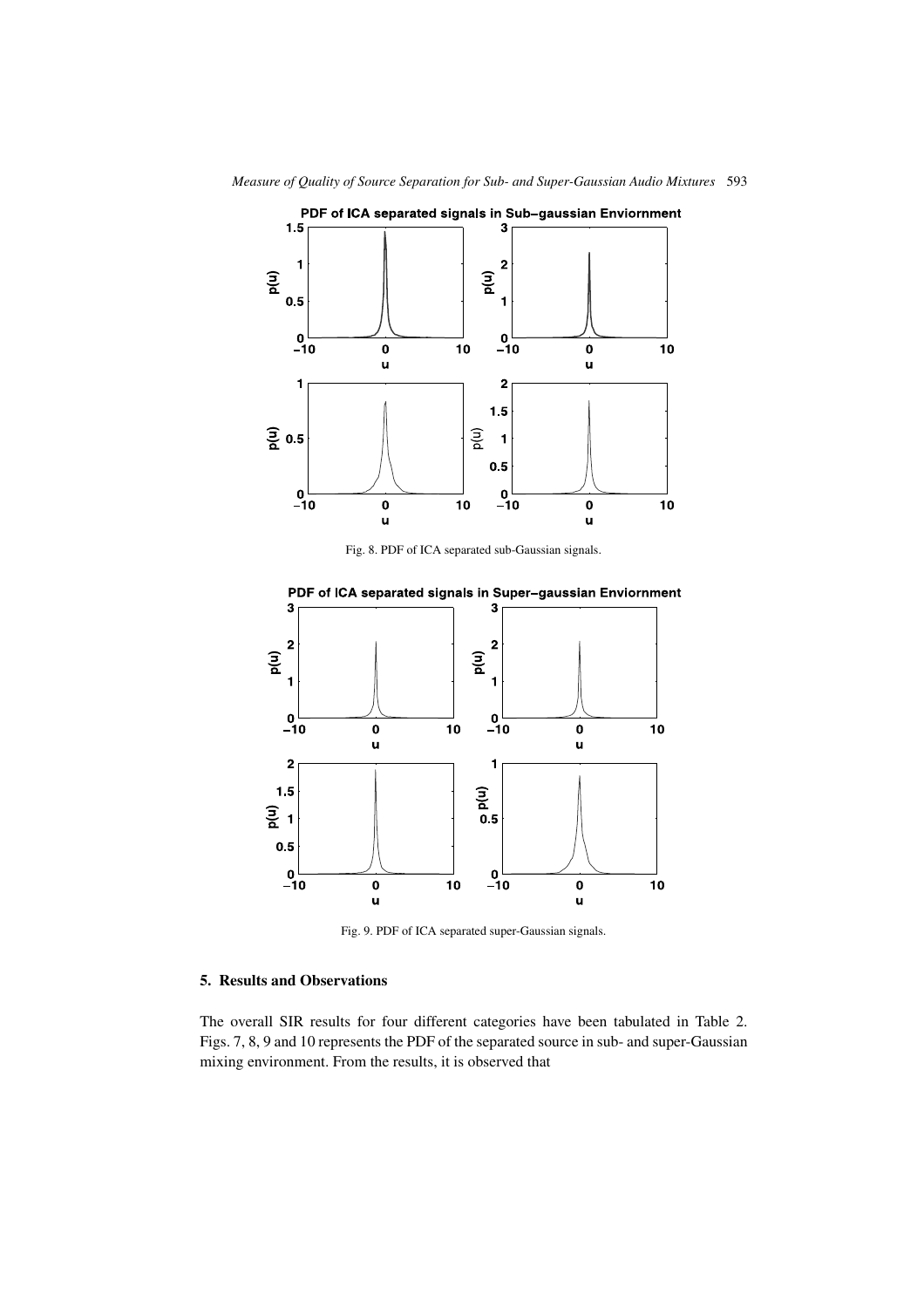Fig. 8. PDF of ICA separated sub-Gaussian signals.

Fig. 9. PDF of ICA separated super-Gaussian signals.

## 5. Results and Observations

The overall SIR results for four different categories have been tabulated in Table 2. Figs. 7, 8, 9 and 10 represents the PDF of the separated source in sub- and super-Gaussian mixing environment. From the results, it is observed that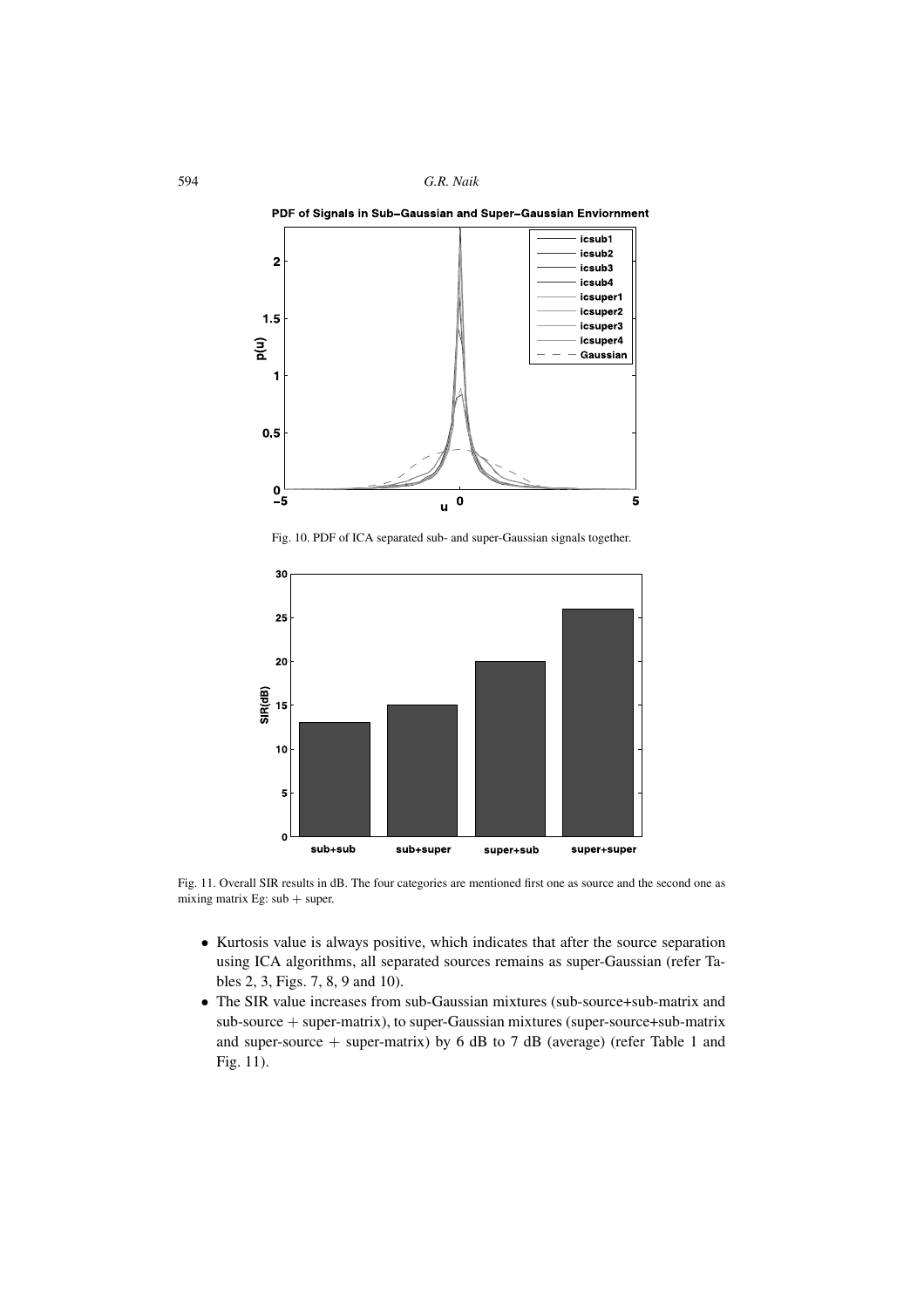Fig. 10. PDF of ICA separated sub- and super-Gaussian signals together.

Fig. 11. Overall SIR results in dB. The four categories are mentioned first one as source and the second one as mixing matrix Eg: sub + super.

- Kurtosis value is always positive, which indicates that after the source separation using ICA algorithms, all separated sources remains as super-Gaussian (refer Tables 2, 3, Figs. 7, 8, 9 and 10).
- The SIR value increases from sub-Gaussian mixtures (sub-source+sub-matrix and sub-source + super-matrix), to super-Gaussian mixtures (super-source+sub-matrix and super-source + super-matrix) by 6 dB to 7 dB (average) (refer Table 1 and Fig. 11).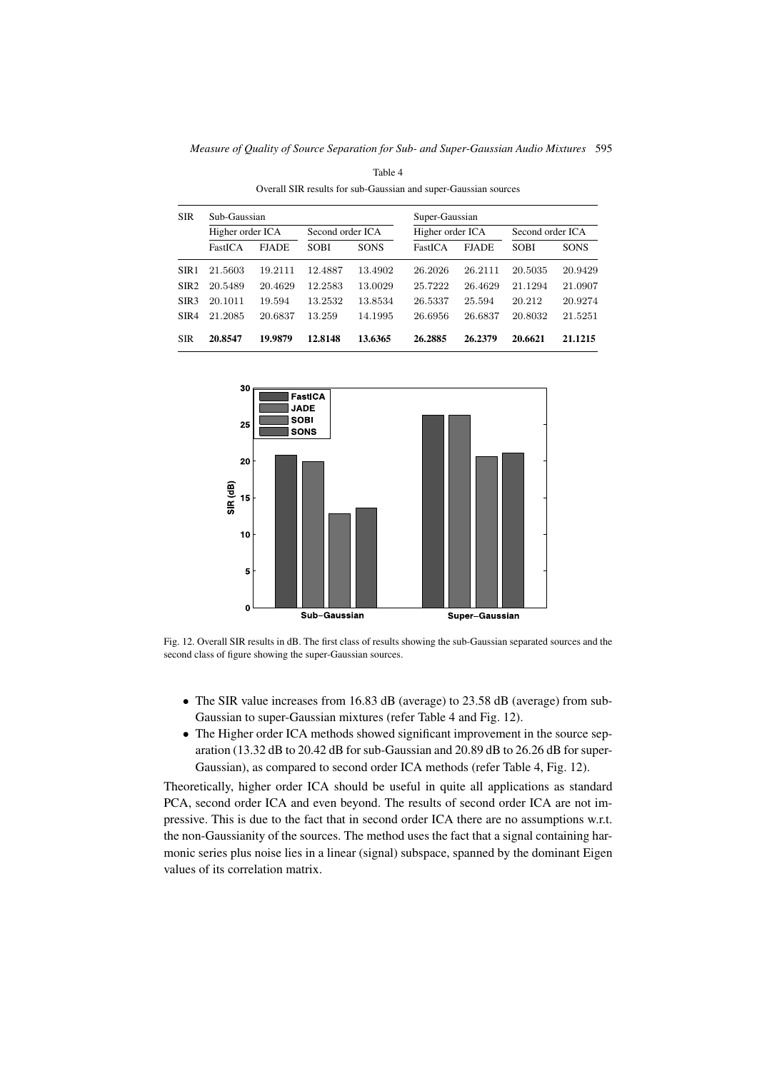Table 4

Overall SIR results for sub-Gaussian and super-Gaussian sources

| SIR | Sub-Gaussian | | | | Super-Gaussian | | | |
|---|---|---|---|---|---|---|---|---|
| | Higher order ICA | | Second order ICA | | Higher order ICA | | Second order ICA | |
| | FastICA | FJADE | SOBI | SONS | FastICA | FJADE | SOBI | SONS |
| SIR1 | 21.5603 | 19.2111 | 12.4887 | 13.4902 | 26.2026 | 26.2111 | 20.5035 | 20.9429 |
| SIR2 | 20.5489 | 20.4629 | 12.2583 | 13.0029 | 25.7222 | 26.4629 | 21.1294 | 21.0907 |
| SIR3 | 20.1011 | 19.594 | 13.2532 | 13.8534 | 26.5337 | 25.594 | 20.212 | 20.9274 |
| SIR4 | 21.2085 | 20.6837 | 13.259 | 14.1995 | 26.6956 | 26.6837 | 20.8032 | 21.5251 |
| **SIR** | **20.8547** | **19.9879** | **12.8148** | **13.6365** | **26.2885** | **26.2379** | **20.6621** | **21.1215** |

Fig. 12. Overall SIR results in dB. The first class of results showing the sub-Gaussian separated sources and the second class of figure showing the super-Gaussian sources.

- The SIR value increases from 16.83 dB (average) to 23.58 dB (average) from sub-Gaussian to super-Gaussian mixtures (refer Table 4 and Fig. 12).
- The Higher order ICA methods showed significant improvement in the source separation (13.32 dB to 20.42 dB for sub-Gaussian and 20.89 dB to 26.26 dB for super-Gaussian), as compared to second order ICA methods (refer Table 4, Fig. 12).

Theoretically, higher order ICA should be useful in quite all applications as standard PCA, second order ICA and even beyond. The results of second order ICA are not impressive. This is due to the fact that in second order ICA there are no assumptions w.r.t. the non-Gaussianity of the sources. The method uses the fact that a signal containing harmonic series plus noise lies in a linear (signal) subspace, spanned by the dominant Eigen values of its correlation matrix.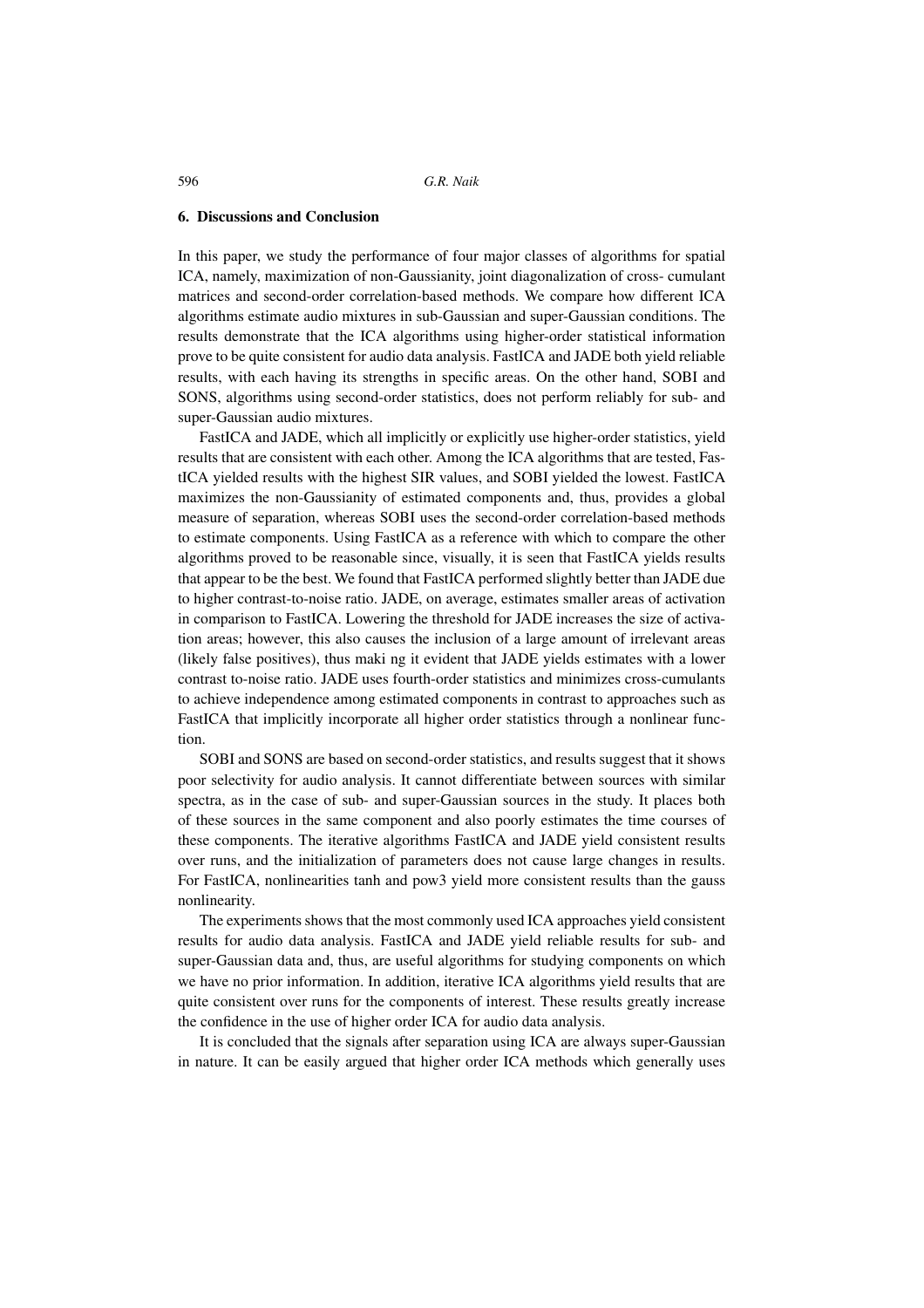## 6. Discussions and Conclusion

In this paper, we study the performance of four major classes of algorithms for spatial ICA, namely, maximization of non-Gaussianity, joint diagonalization of cross- cumulant matrices and second-order correlation-based methods. We compare how different ICA algorithms estimate audio mixtures in sub-Gaussian and super-Gaussian conditions. The results demonstrate that the ICA algorithms using higher-order statistical information prove to be quite consistent for audio data analysis. FastICA and JADE both yield reliable results, with each having its strengths in specific areas. On the other hand, SOBI and SONS, algorithms using second-order statistics, does not perform reliably for sub- and super-Gaussian audio mixtures.

FastICA and JADE, which all implicitly or explicitly use higher-order statistics, yield results that are consistent with each other. Among the ICA algorithms that are tested, FastICA yielded results with the highest SIR values, and SOBI yielded the lowest. FastICA maximizes the non-Gaussianity of estimated components and, thus, provides a global measure of separation, whereas SOBI uses the second-order correlation-based methods to estimate components. Using FastICA as a reference with which to compare the other algorithms proved to be reasonable since, visually, it is seen that FastICA yields results that appear to be the best. We found that FastICA performed slightly better than JADE due to higher contrast-to-noise ratio. JADE, on average, estimates smaller areas of activation in comparison to FastICA. Lowering the threshold for JADE increases the size of activation areas; however, this also causes the inclusion of a large amount of irrelevant areas (likely false positives), thus maki ng it evident that JADE yields estimates with a lower contrast to-noise ratio. JADE uses fourth-order statistics and minimizes cross-cumulants to achieve independence among estimated components in contrast to approaches such as FastICA that implicitly incorporate all higher order statistics through a nonlinear function.

SOBI and SONS are based on second-order statistics, and results suggest that it shows poor selectivity for audio analysis. It cannot differentiate between sources with similar spectra, as in the case of sub- and super-Gaussian sources in the study. It places both of these sources in the same component and also poorly estimates the time courses of these components. The iterative algorithms FastICA and JADE yield consistent results over runs, and the initialization of parameters does not cause large changes in results. For FastICA, nonlinearities tanh and pow3 yield more consistent results than the gauss nonlinearity.

The experiments shows that the most commonly used ICA approaches yield consistent results for audio data analysis. FastICA and JADE yield reliable results for sub- and super-Gaussian data and, thus, are useful algorithms for studying components on which we have no prior information. In addition, iterative ICA algorithms yield results that are quite consistent over runs for the components of interest. These results greatly increase the confidence in the use of higher order ICA for audio data analysis.

It is concluded that the signals after separation using ICA are always super-Gaussian in nature. It can be easily argued that higher order ICA methods which generally uses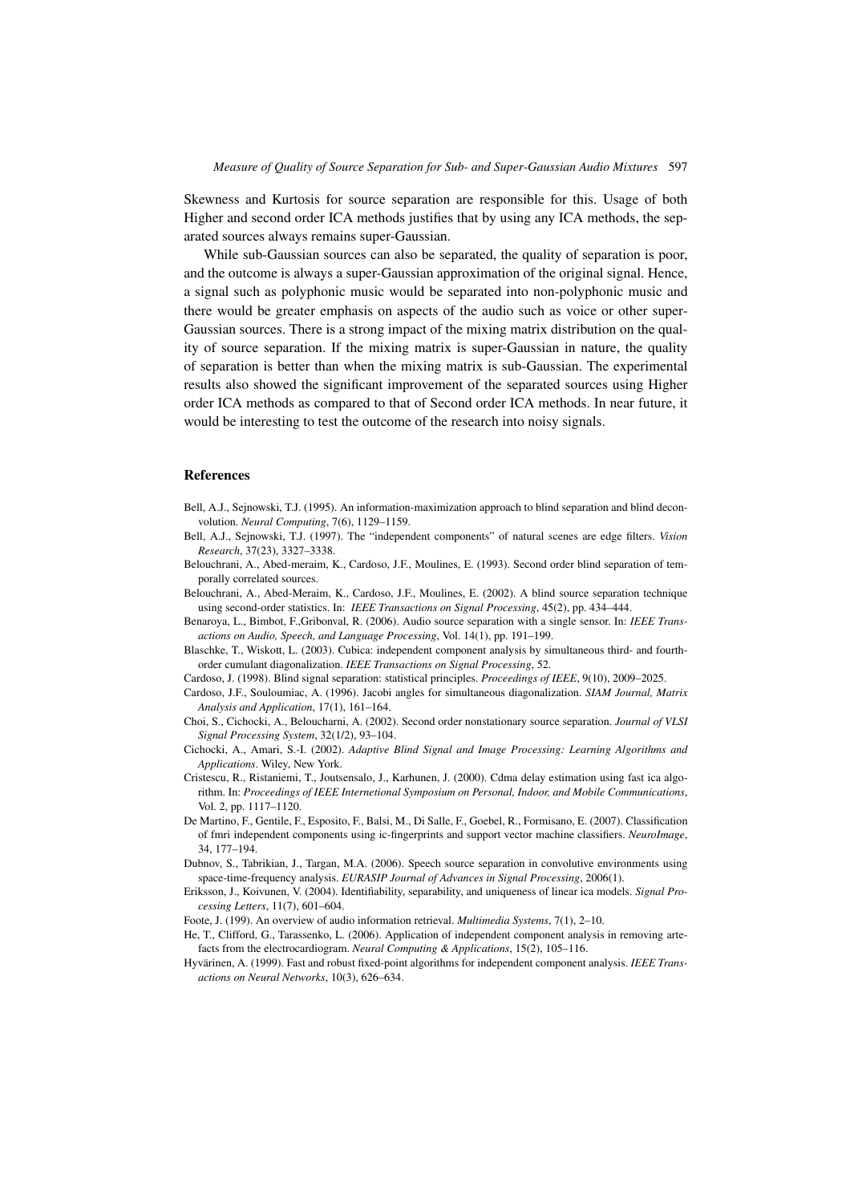Skewness and Kurtosis for source separation are responsible for this. Usage of both Higher and second order ICA methods justifies that by using any ICA methods, the separated sources always remains super-Gaussian.

While sub-Gaussian sources can also be separated, the quality of separation is poor, and the outcome is always a super-Gaussian approximation of the original signal. Hence, a signal such as polyphonic music would be separated into non-polyphonic music and there would be greater emphasis on aspects of the audio such as voice or other super-Gaussian sources. There is a strong impact of the mixing matrix distribution on the quality of source separation. If the mixing matrix is super-Gaussian in nature, the quality of separation is better than when the mixing matrix is sub-Gaussian. The experimental results also showed the significant improvement of the separated sources using Higher order ICA methods as compared to that of Second order ICA methods. In near future, it would be interesting to test the outcome of the research into noisy signals.

## References

Bell, A.J., Sejnowski, T.J. (1995). An information-maximization approach to blind separation and blind deconvolution. *Neural Computing*, 7(6), 1129–1159.

Bell, A.J., Sejnowski, T.J. (1997). The "independent components" of natural scenes are edge filters. *Vision Research*, 37(23), 3327–3338.

Belouchrani, A., Abed-meraim, K., Cardoso, J.F., Moulines, E. (1993). Second order blind separation of temporally correlated sources.

Belouchrani, A., Abed-Meraim, K., Cardoso, J.F., Moulines, E. (2002). A blind source separation technique using second-order statistics. In: *IEEE Transactions on Signal Processing*, 45(2), pp. 434–444.

Benaroya, L., Bimbot, F.,Gribonval, R. (2006). Audio source separation with a single sensor. In: *IEEE Transactions on Audio, Speech, and Language Processing*, Vol. 14(1), pp. 191–199.

Blaschke, T., Wiskott, L. (2003). Cubica: independent component analysis by simultaneous third- and fourth-order cumulant diagonalization. *IEEE Transactions on Signal Processing*, 52.

Cardoso, J. (1998). Blind signal separation: statistical principles. *Proceedings of IEEE*, 9(10), 2009–2025.

Cardoso, J.F., Souloumiac, A. (1996). Jacobi angles for simultaneous diagonalization. *SIAM Journal, Matrix Analysis and Application*, 17(1), 161–164.

Choi, S., Cichocki, A., Beloucharni, A. (2002). Second order nonstationary source separation. *Journal of VLSI Signal Processing System*, 32(1/2), 93–104.

Cichocki, A., Amari, S.-I. (2002). *Adaptive Blind Signal and Image Processing: Learning Algorithms and Applications*. Wiley, New York.

Cristescu, R., Ristaniemi, T., Joutsensalo, J., Karhunen, J. (2000). Cdma delay estimation using fast ica algorithm. In: *Proceedings of IEEE Internetional Symposium on Personal, Indoor, and Mobile Communications*, Vol. 2, pp. 1117–1120.

De Martino, F., Gentile, F., Esposito, F., Balsi, M., Di Salle, F., Goebel, R., Formisano, E. (2007). Classification of fmri independent components using ic-fingerprints and support vector machine classifiers. *NeuroImage*, 34, 177–194.

Dubnov, S., Tabrikian, J., Targan, M.A. (2006). Speech source separation in convolutive environments using space-time-frequency analysis. *EURASIP Journal of Advances in Signal Processing*, 2006(1).

Eriksson, J., Koivunen, V. (2004). Identifiability, separability, and uniqueness of linear ica models. *Signal Processing Letters*, 11(7), 601–604.

Foote, J. (199). An overview of audio information retrieval. *Multimedia Systems*, 7(1), 2–10.

He, T., Clifford, G., Tarassenko, L. (2006). Application of independent component analysis in removing artefacts from the electrocardiogram. *Neural Computing & Applications*, 15(2), 105–116.

Hyvärinen, A. (1999). Fast and robust fixed-point algorithms for independent component analysis. *IEEE Transactions on Neural Networks*, 10(3), 626–634.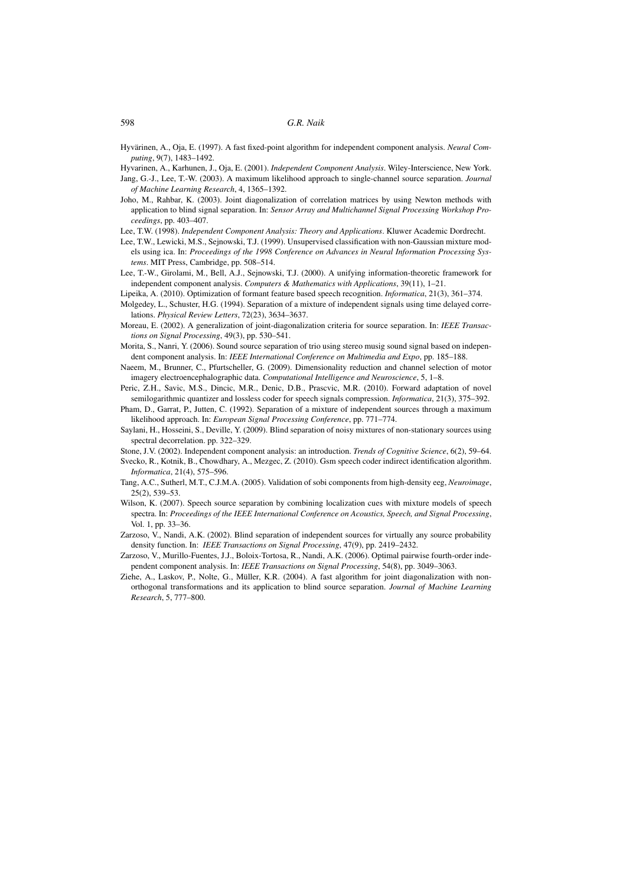Hyvärinen, A., Oja, E. (1997). A fast fixed-point algorithm for independent component analysis. *Neural Computing*, 9(7), 1483–1492.

Hyvarinen, A., Karhunen, J., Oja, E. (2001). *Independent Component Analysis*. Wiley-Interscience, New York.

Jang, G.-J., Lee, T.-W. (2003). A maximum likelihood approach to single-channel source separation. *Journal of Machine Learning Research*, 4, 1365–1392.

Joho, M., Rahbar, K. (2003). Joint diagonalization of correlation matrices by using Newton methods with application to blind signal separation. In: *Sensor Array and Multichannel Signal Processing Workshop Proceedings*, pp. 403–407.

Lee, T.W. (1998). *Independent Component Analysis: Theory and Applications*. Kluwer Academic Dordrecht.

Lee, T.W., Lewicki, M.S., Sejnowski, T.J. (1999). Unsupervised classification with non-Gaussian mixture models using ica. In: *Proceedings of the 1998 Conference on Advances in Neural Information Processing Systems*. MIT Press, Cambridge, pp. 508–514.

Lee, T.-W., Girolami, M., Bell, A.J., Sejnowski, T.J. (2000). A unifying information-theoretic framework for independent component analysis. *Computers & Mathematics with Applications*, 39(11), 1–21.

Lipeika, A. (2010). Optimization of formant feature based speech recognition. *Informatica*, 21(3), 361–374.

Molgedey, L., Schuster, H.G. (1994). Separation of a mixture of independent signals using time delayed correlations. *Physical Review Letters*, 72(23), 3634–3637.

Moreau, E. (2002). A generalization of joint-diagonalization criteria for source separation. In: *IEEE Transactions on Signal Processing*, 49(3), pp. 530–541.

Morita, S., Nanri, Y. (2006). Sound source separation of trio using stereo musig sound signal based on independent component analysis. In: *IEEE International Conference on Multimedia and Expo*, pp. 185–188.

Naeem, M., Brunner, C., Pfurtscheller, G. (2009). Dimensionality reduction and channel selection of motor imagery electroencephalographic data. *Computational Intelligence and Neuroscience*, 5, 1–8.

Peric, Z.H., Savic, M.S., Dincic, M.R., Denic, D.B., Prascvic, M.R. (2010). Forward adaptation of novel semilogarithmic quantizer and lossless coder for speech signals compression. *Informatica*, 21(3), 375–392.

Pham, D., Garrat, P., Jutten, C. (1992). Separation of a mixture of independent sources through a maximum likelihood approach. In: *European Signal Processing Conference*, pp. 771–774.

Saylani, H., Hosseini, S., Deville, Y. (2009). Blind separation of noisy mixtures of non-stationary sources using spectral decorrelation. pp. 322–329.

Stone, J.V. (2002). Independent component analysis: an introduction. *Trends of Cognitive Science*, 6(2), 59–64.

Svecko, R., Kotnik, B., Chowdhary, A., Mezgec, Z. (2010). Gsm speech coder indirect identification algorithm. *Informatica*, 21(4), 575–596.

Tang, A.C., Sutherl, M.T., C.J.M.A. (2005). Validation of sobi components from high-density eeg, *Neuroimage*, 25(2), 539–53.

Wilson, K. (2007). Speech source separation by combining localization cues with mixture models of speech spectra. In: *Proceedings of the IEEE International Conference on Acoustics, Speech, and Signal Processing*, Vol. 1, pp. 33–36.

Zarzoso, V., Nandi, A.K. (2002). Blind separation of independent sources for virtually any source probability density function. In: *IEEE Transactions on Signal Processing*, 47(9), pp. 2419–2432.

Zarzoso, V., Murillo-Fuentes, J.J., Boloix-Tortosa, R., Nandi, A.K. (2006). Optimal pairwise fourth-order independent component analysis. In: *IEEE Transactions on Signal Processing*, 54(8), pp. 3049–3063.

Ziehe, A., Laskov, P., Nolte, G., Müller, K.R. (2004). A fast algorithm for joint diagonalization with non-orthogonal transformations and its application to blind source separation. *Journal of Machine Learning Research*, 5, 777–800.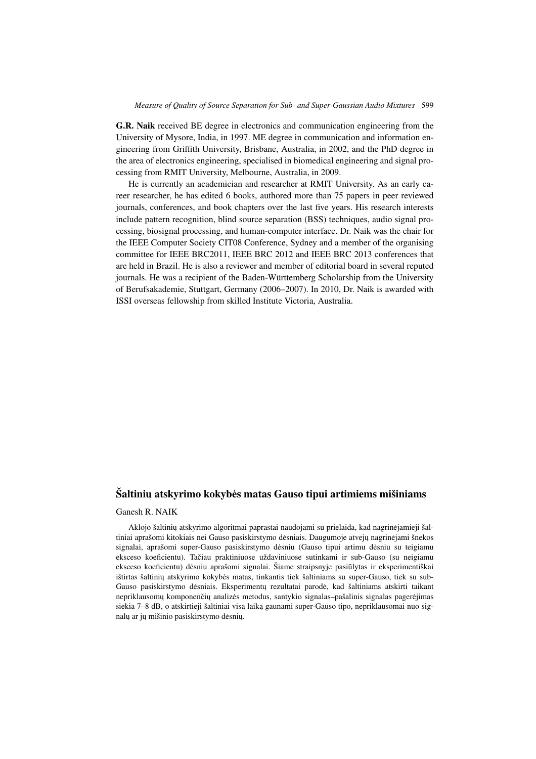**G.R. Naik** received BE degree in electronics and communication engineering from the University of Mysore, India, in 1997. ME degree in communication and information engineering from Griffith University, Brisbane, Australia, in 2002, and the PhD degree in the area of electronics engineering, specialised in biomedical engineering and signal processing from RMIT University, Melbourne, Australia, in 2009.

He is currently an academician and researcher at RMIT University. As an early career researcher, he has edited 6 books, authored more than 75 papers in peer reviewed journals, conferences, and book chapters over the last five years. His research interests include pattern recognition, blind source separation (BSS) techniques, audio signal processing, biosignal processing, and human-computer interface. Dr. Naik was the chair for the IEEE Computer Society CIT08 Conference, Sydney and a member of the organising committee for IEEE BRC2011, IEEE BRC 2012 and IEEE BRC 2013 conferences that are held in Brazil. He is also a reviewer and member of editorial board in several reputed journals. He was a recipient of the Baden-Württemberg Scholarship from the University of Berufsakademie, Stuttgart, Germany (2006–2007). In 2010, Dr. Naik is awarded with ISSI overseas fellowship from skilled Institute Victoria, Australia.

## Šaltinių atskyrimo kokybės matas Gauso tipui artimiems mišiniams

Ganesh R. NAIK

Aklojo šaltinių atskyrimo algoritmai paprastai naudojami su prielaida, kad nagrinėjamieji šaltiniai aprašomi kitokiais nei Gauso pasiskirstymo dėsniais. Daugumoje atvejų nagrinėjami šnekos signalai, aprašomi super-Gauso pasiskirstymo dėsniu (Gauso tipui artimu dėsniu su teigiamu eksceso koeficientu). Tačiau praktiniuose uždaviniuose sutinkami ir sub-Gauso (su neigiamu eksceso koeficientu) dėsniu aprašomi signalai. Šiame straipsnyje pasiūlytas ir eksperimentiškai ištirtas šaltinių atskyrimo kokybės matas, tinkantis tiek šaltiniams su super-Gauso, tiek su sub-Gauso pasiskirstymo dėsniais. Eksperimentų rezultatai parodė, kad šaltiniams atskirti taikant nepriklausomų komponenčių analizės metodus, santykio signalas–pašalinis signalas pagerėjimas siekia 7–8 dB, o atskirtieji šaltiniai visą laiką gaunami super-Gauso tipo, nepriklausomai nuo signalų ar jų mišinio pasiskirstymo dėsnių.